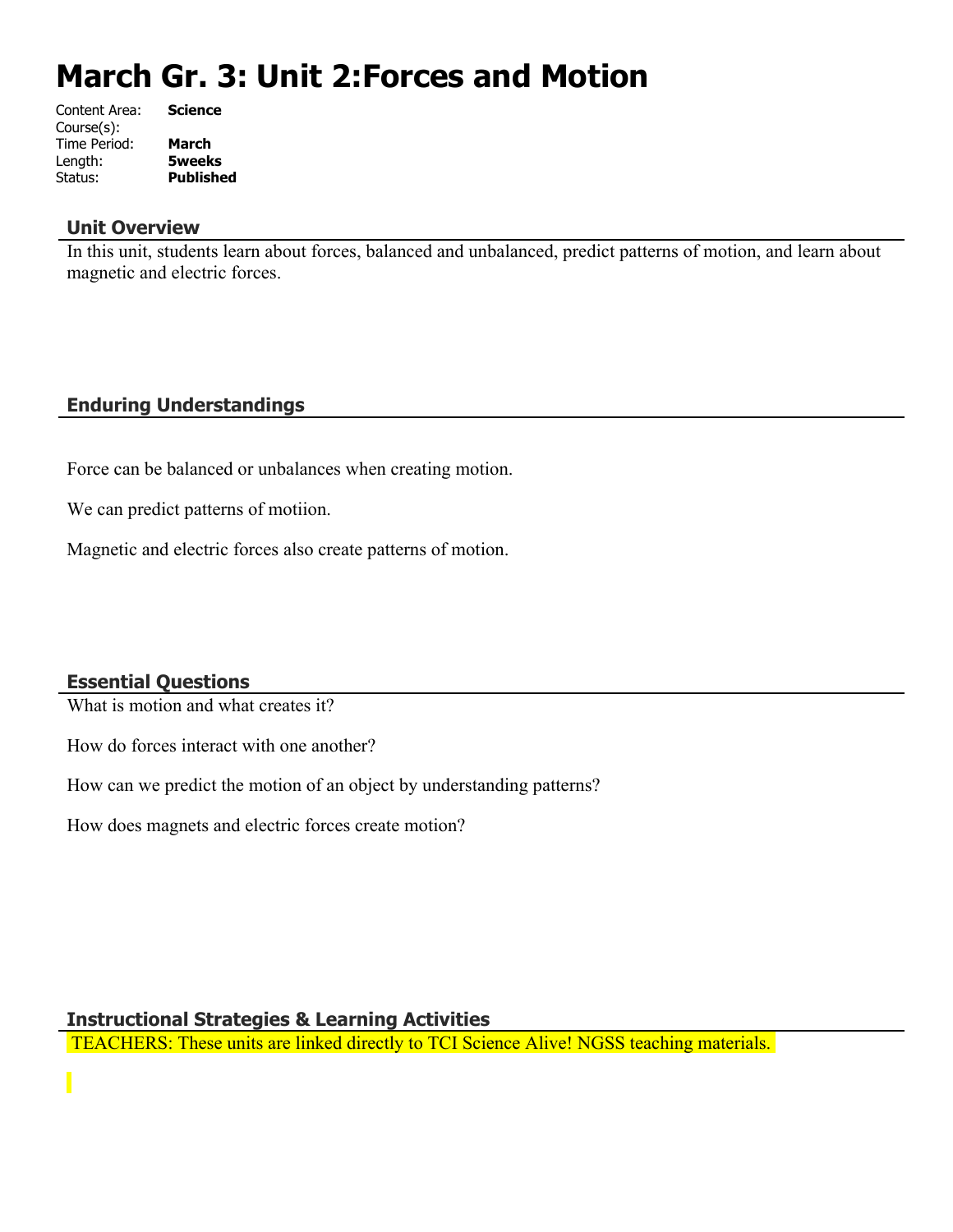# March Gr. 3: Unit 2:Forces and Motion

Content Area: **Science**
Course(s):
Time Period: **March**
Length: **5weeks**
Status: **Published**

## Unit Overview

In this unit, students learn about forces, balanced and unbalanced, predict patterns of motion, and learn about magnetic and electric forces.

## Enduring Understandings

Force can be balanced or unbalances when creating motion.

We can predict patterns of motiion.

Magnetic and electric forces also create patterns of motion.

## Essential Questions

What is motion and what creates it?

How do forces interact with one another?

How can we predict the motion of an object by understanding patterns?

How does magnets and electric forces create motion?

## Instructional Strategies & Learning Activities

TEACHERS: These units are linked directly to TCI Science Alive! NGSS teaching materials.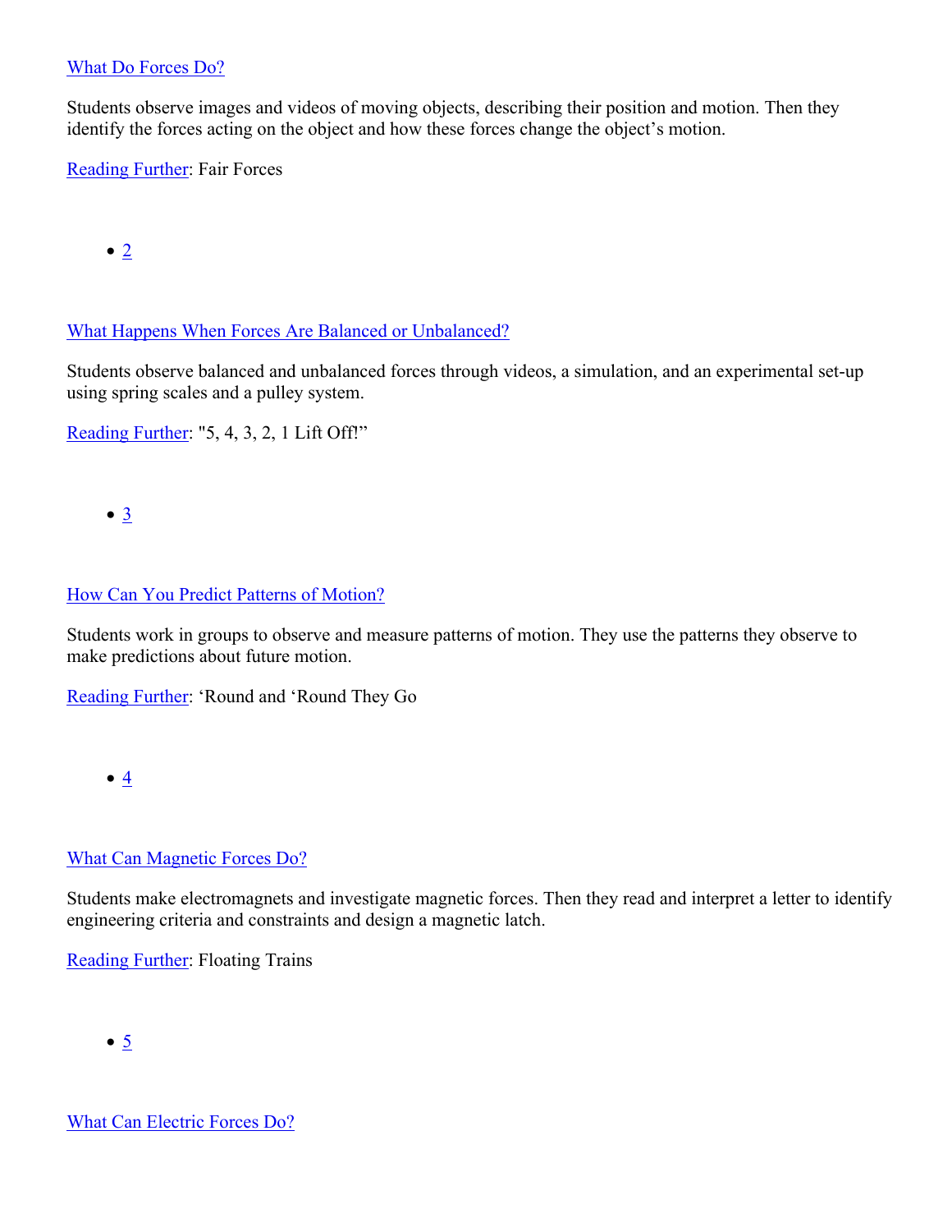What Do Forces Do?

Students observe images and videos of moving objects, describing their position and motion. Then they identify the forces acting on the object and how these forces change the object's motion.

Reading Further: Fair Forces

- 2

What Happens When Forces Are Balanced or Unbalanced?

Students observe balanced and unbalanced forces through videos, a simulation, and an experimental set-up using spring scales and a pulley system.

Reading Further: "5, 4, 3, 2, 1 Lift Off!"

- 3

How Can You Predict Patterns of Motion?

Students work in groups to observe and measure patterns of motion. They use the patterns they observe to make predictions about future motion.

Reading Further: 'Round and 'Round They Go

- 4

What Can Magnetic Forces Do?

Students make electromagnets and investigate magnetic forces. Then they read and interpret a letter to identify engineering criteria and constraints and design a magnetic latch.

Reading Further: Floating Trains

- 5

What Can Electric Forces Do?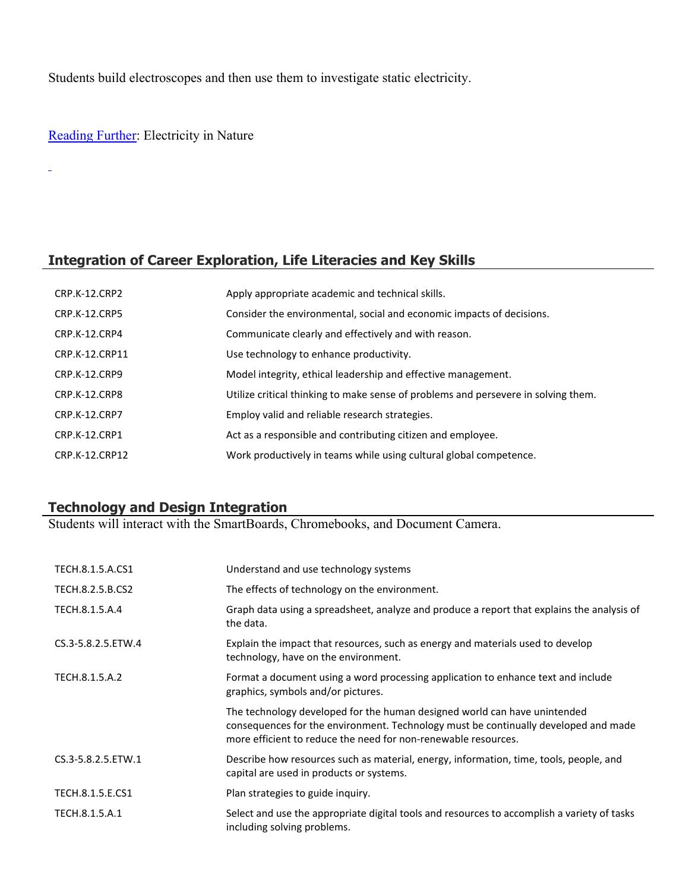Students build electroscopes and then use them to investigate static electricity.

[Reading Further]: Electricity in Nature

## Integration of Career Exploration, Life Literacies and Key Skills

| | |
|---|---|
| CRP.K-12.CRP2 | Apply appropriate academic and technical skills. |
| CRP.K-12.CRP5 | Consider the environmental, social and economic impacts of decisions. |
| CRP.K-12.CRP4 | Communicate clearly and effectively and with reason. |
| CRP.K-12.CRP11 | Use technology to enhance productivity. |
| CRP.K-12.CRP9 | Model integrity, ethical leadership and effective management. |
| CRP.K-12.CRP8 | Utilize critical thinking to make sense of problems and persevere in solving them. |
| CRP.K-12.CRP7 | Employ valid and reliable research strategies. |
| CRP.K-12.CRP1 | Act as a responsible and contributing citizen and employee. |
| CRP.K-12.CRP12 | Work productively in teams while using cultural global competence. |

## Technology and Design Integration

Students will interact with the SmartBoards, Chromebooks, and Document Camera.

| | |
|---|---|
| TECH.8.1.5.A.CS1 | Understand and use technology systems |
| TECH.8.2.5.B.CS2 | The effects of technology on the environment. |
| TECH.8.1.5.A.4 | Graph data using a spreadsheet, analyze and produce a report that explains the analysis of the data. |
| CS.3-5.8.2.5.ETW.4 | Explain the impact that resources, such as energy and materials used to develop technology, have on the environment. |
| TECH.8.1.5.A.2 | Format a document using a word processing application to enhance text and include graphics, symbols and/or pictures. |
| | The technology developed for the human designed world can have unintended consequences for the environment. Technology must be continually developed and made more efficient to reduce the need for non-renewable resources. |
| CS.3-5.8.2.5.ETW.1 | Describe how resources such as material, energy, information, time, tools, people, and capital are used in products or systems. |
| TECH.8.1.5.E.CS1 | Plan strategies to guide inquiry. |
| TECH.8.1.5.A.1 | Select and use the appropriate digital tools and resources to accomplish a variety of tasks including solving problems. |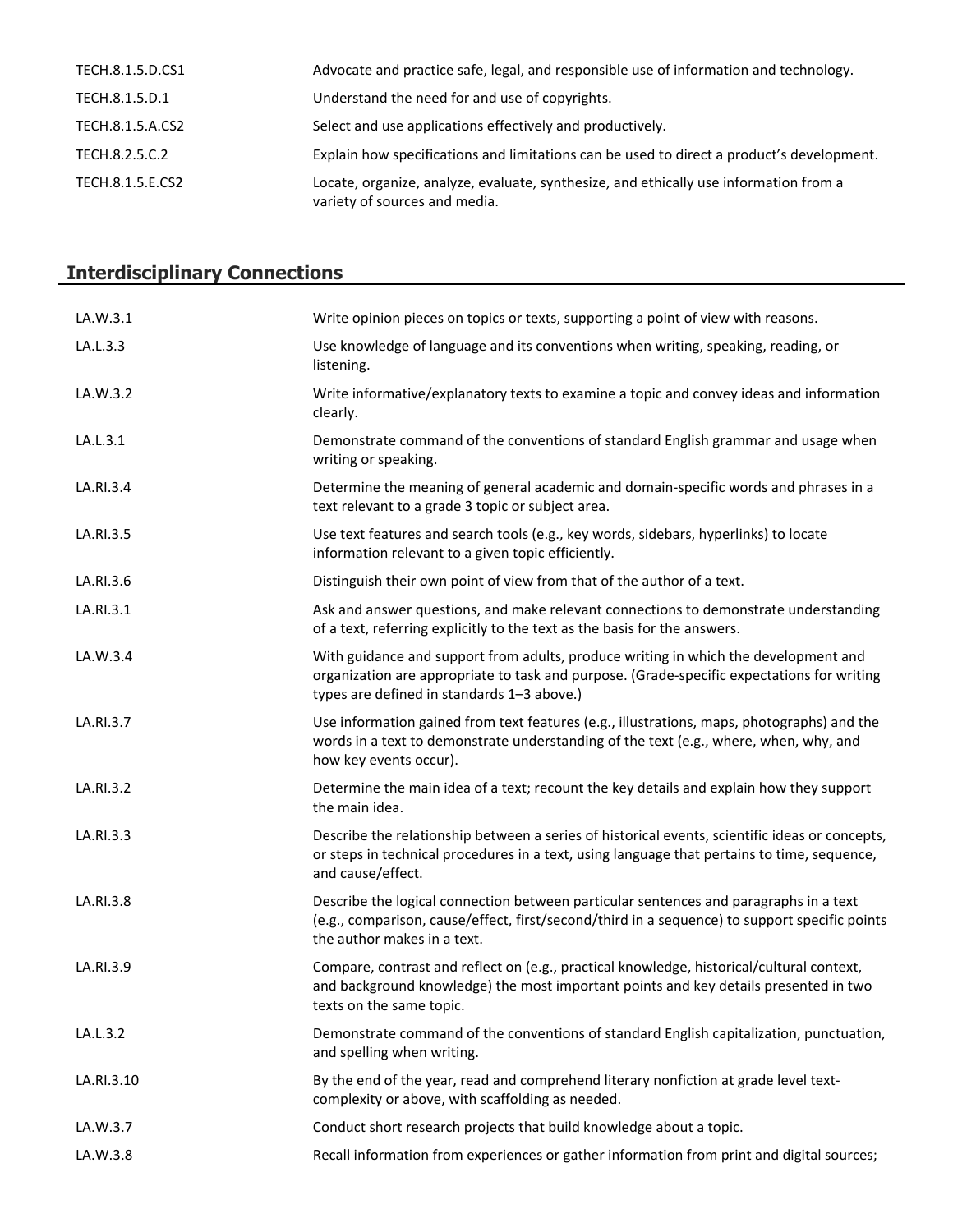| | |
|---|---|
| TECH.8.1.5.D.CS1 | Advocate and practice safe, legal, and responsible use of information and technology. |
| TECH.8.1.5.D.1 | Understand the need for and use of copyrights. |
| TECH.8.1.5.A.CS2 | Select and use applications effectively and productively. |
| TECH.8.2.5.C.2 | Explain how specifications and limitations can be used to direct a product's development. |
| TECH.8.1.5.E.CS2 | Locate, organize, analyze, evaluate, synthesize, and ethically use information from a variety of sources and media. |

## Interdisciplinary Connections

| | |
|---|---|
| LA.W.3.1 | Write opinion pieces on topics or texts, supporting a point of view with reasons. |
| LA.L.3.3 | Use knowledge of language and its conventions when writing, speaking, reading, or listening. |
| LA.W.3.2 | Write informative/explanatory texts to examine a topic and convey ideas and information clearly. |
| LA.L.3.1 | Demonstrate command of the conventions of standard English grammar and usage when writing or speaking. |
| LA.RI.3.4 | Determine the meaning of general academic and domain-specific words and phrases in a text relevant to a grade 3 topic or subject area. |
| LA.RI.3.5 | Use text features and search tools (e.g., key words, sidebars, hyperlinks) to locate information relevant to a given topic efficiently. |
| LA.RI.3.6 | Distinguish their own point of view from that of the author of a text. |
| LA.RI.3.1 | Ask and answer questions, and make relevant connections to demonstrate understanding of a text, referring explicitly to the text as the basis for the answers. |
| LA.W.3.4 | With guidance and support from adults, produce writing in which the development and organization are appropriate to task and purpose. (Grade-specific expectations for writing types are defined in standards 1–3 above.) |
| LA.RI.3.7 | Use information gained from text features (e.g., illustrations, maps, photographs) and the words in a text to demonstrate understanding of the text (e.g., where, when, why, and how key events occur). |
| LA.RI.3.2 | Determine the main idea of a text; recount the key details and explain how they support the main idea. |
| LA.RI.3.3 | Describe the relationship between a series of historical events, scientific ideas or concepts, or steps in technical procedures in a text, using language that pertains to time, sequence, and cause/effect. |
| LA.RI.3.8 | Describe the logical connection between particular sentences and paragraphs in a text (e.g., comparison, cause/effect, first/second/third in a sequence) to support specific points the author makes in a text. |
| LA.RI.3.9 | Compare, contrast and reflect on (e.g., practical knowledge, historical/cultural context, and background knowledge) the most important points and key details presented in two texts on the same topic. |
| LA.L.3.2 | Demonstrate command of the conventions of standard English capitalization, punctuation, and spelling when writing. |
| LA.RI.3.10 | By the end of the year, read and comprehend literary nonfiction at grade level text-complexity or above, with scaffolding as needed. |
| LA.W.3.7 | Conduct short research projects that build knowledge about a topic. |
| LA.W.3.8 | Recall information from experiences or gather information from print and digital sources; |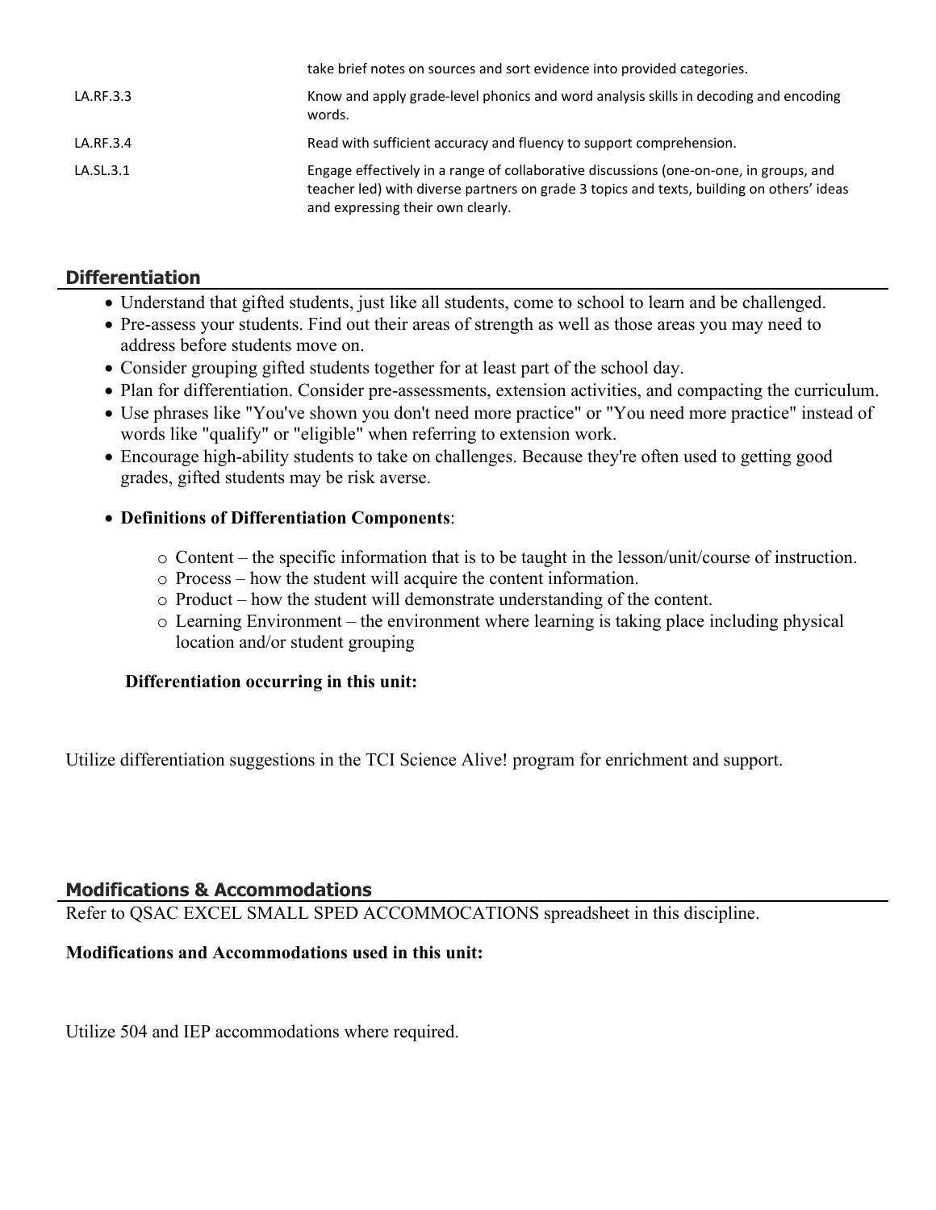| | |
|---|---|
| | take brief notes on sources and sort evidence into provided categories. |
| LA.RF.3.3 | Know and apply grade-level phonics and word analysis skills in decoding and encoding words. |
| LA.RF.3.4 | Read with sufficient accuracy and fluency to support comprehension. |
| LA.SL.3.1 | Engage effectively in a range of collaborative discussions (one-on-one, in groups, and teacher led) with diverse partners on grade 3 topics and texts, building on others' ideas and expressing their own clearly. |

## Differentiation

- Understand that gifted students, just like all students, come to school to learn and be challenged.
- Pre-assess your students. Find out their areas of strength as well as those areas you may need to address before students move on.
- Consider grouping gifted students together for at least part of the school day.
- Plan for differentiation. Consider pre-assessments, extension activities, and compacting the curriculum.
- Use phrases like "You've shown you don't need more practice" or "You need more practice" instead of words like "qualify" or "eligible" when referring to extension work.
- Encourage high-ability students to take on challenges. Because they're often used to getting good grades, gifted students may be risk averse.
- **Definitions of Differentiation Components**:
  - Content – the specific information that is to be taught in the lesson/unit/course of instruction.
  - Process – how the student will acquire the content information.
  - Product – how the student will demonstrate understanding of the content.
  - Learning Environment – the environment where learning is taking place including physical location and/or student grouping

**Differentiation occurring in this unit:**

Utilize differentiation suggestions in the TCI Science Alive! program for enrichment and support.

## Modifications & Accommodations

Refer to QSAC EXCEL SMALL SPED ACCOMMOCATIONS spreadsheet in this discipline.

**Modifications and Accommodations used in this unit:**

Utilize 504 and IEP accommodations where required.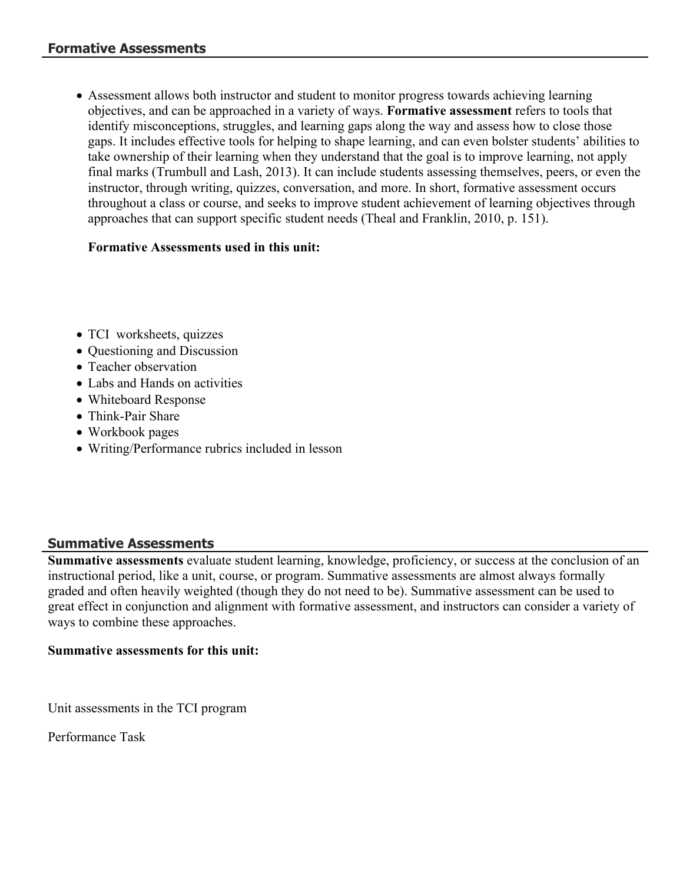## Formative Assessments

- Assessment allows both instructor and student to monitor progress towards achieving learning objectives, and can be approached in a variety of ways. **Formative assessment** refers to tools that identify misconceptions, struggles, and learning gaps along the way and assess how to close those gaps. It includes effective tools for helping to shape learning, and can even bolster students' abilities to take ownership of their learning when they understand that the goal is to improve learning, not apply final marks (Trumbull and Lash, 2013). It can include students assessing themselves, peers, or even the instructor, through writing, quizzes, conversation, and more. In short, formative assessment occurs throughout a class or course, and seeks to improve student achievement of learning objectives through approaches that can support specific student needs (Theal and Franklin, 2010, p. 151).

  **Formative Assessments used in this unit:**

- TCI worksheets, quizzes
- Questioning and Discussion
- Teacher observation
- Labs and Hands on activities
- Whiteboard Response
- Think-Pair Share
- Workbook pages
- Writing/Performance rubrics included in lesson

## Summative Assessments

**Summative assessments** evaluate student learning, knowledge, proficiency, or success at the conclusion of an instructional period, like a unit, course, or program. Summative assessments are almost always formally graded and often heavily weighted (though they do not need to be). Summative assessment can be used to great effect in conjunction and alignment with formative assessment, and instructors can consider a variety of ways to combine these approaches.

**Summative assessments for this unit:**

Unit assessments in the TCI program

Performance Task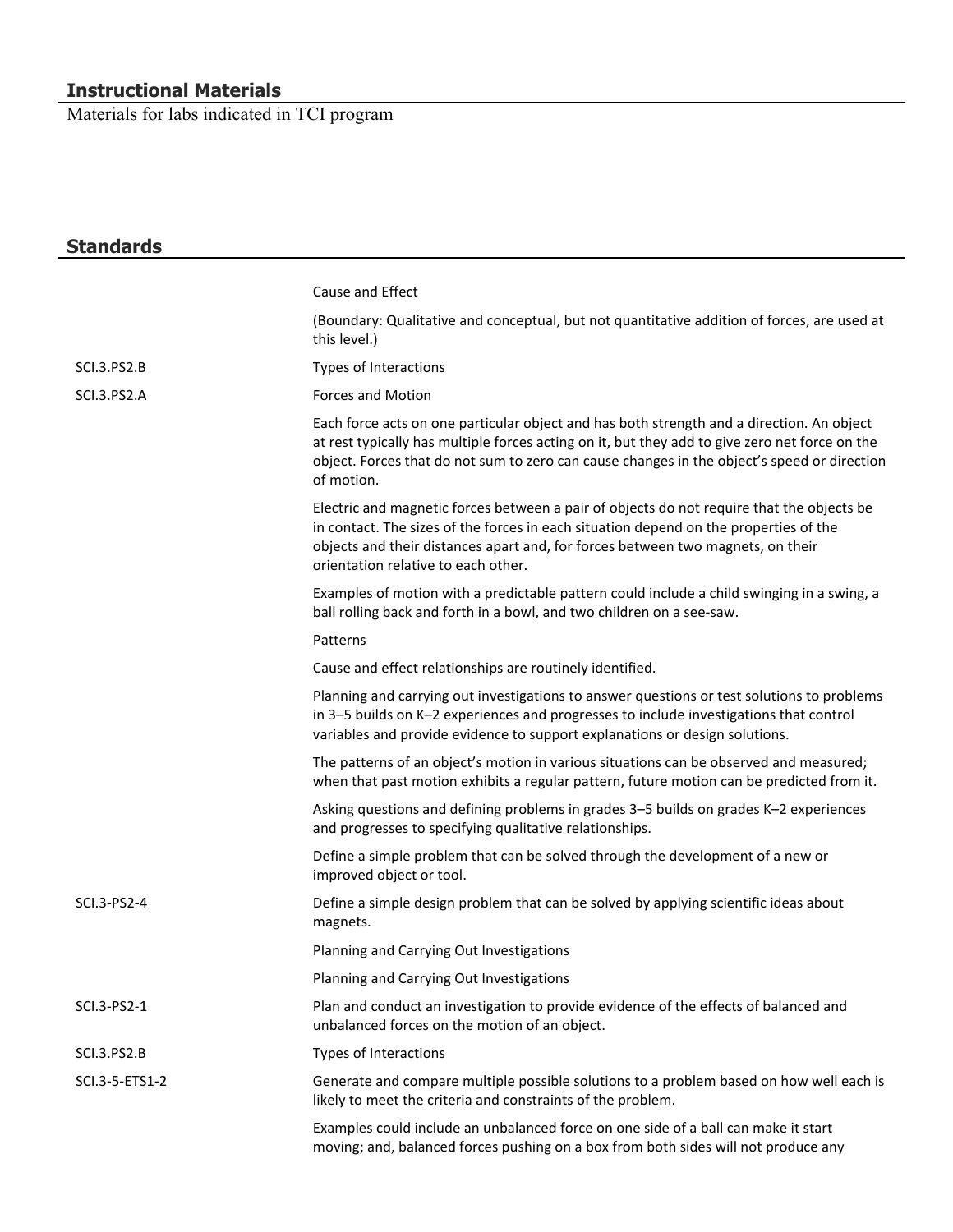## Instructional Materials

Materials for labs indicated in TCI program

## Standards

| | |
|---|---|
| | Cause and Effect |
| | (Boundary: Qualitative and conceptual, but not quantitative addition of forces, are used at this level.) |
| SCI.3.PS2.B | Types of Interactions |
| SCI.3.PS2.A | Forces and Motion |
| | Each force acts on one particular object and has both strength and a direction. An object at rest typically has multiple forces acting on it, but they add to give zero net force on the object. Forces that do not sum to zero can cause changes in the object's speed or direction of motion. |
| | Electric and magnetic forces between a pair of objects do not require that the objects be in contact. The sizes of the forces in each situation depend on the properties of the objects and their distances apart and, for forces between two magnets, on their orientation relative to each other. |
| | Examples of motion with a predictable pattern could include a child swinging in a swing, a ball rolling back and forth in a bowl, and two children on a see-saw. |
| | Patterns |
| | Cause and effect relationships are routinely identified. |
| | Planning and carrying out investigations to answer questions or test solutions to problems in 3–5 builds on K–2 experiences and progresses to include investigations that control variables and provide evidence to support explanations or design solutions. |
| | The patterns of an object's motion in various situations can be observed and measured; when that past motion exhibits a regular pattern, future motion can be predicted from it. |
| | Asking questions and defining problems in grades 3–5 builds on grades K–2 experiences and progresses to specifying qualitative relationships. |
| | Define a simple problem that can be solved through the development of a new or improved object or tool. |
| SCI.3-PS2-4 | Define a simple design problem that can be solved by applying scientific ideas about magnets. |
| | Planning and Carrying Out Investigations |
| | Planning and Carrying Out Investigations |
| SCI.3-PS2-1 | Plan and conduct an investigation to provide evidence of the effects of balanced and unbalanced forces on the motion of an object. |
| SCI.3.PS2.B | Types of Interactions |
| SCI.3-5-ETS1-2 | Generate and compare multiple possible solutions to a problem based on how well each is likely to meet the criteria and constraints of the problem. |
| | Examples could include an unbalanced force on one side of a ball can make it start moving; and, balanced forces pushing on a box from both sides will not produce any |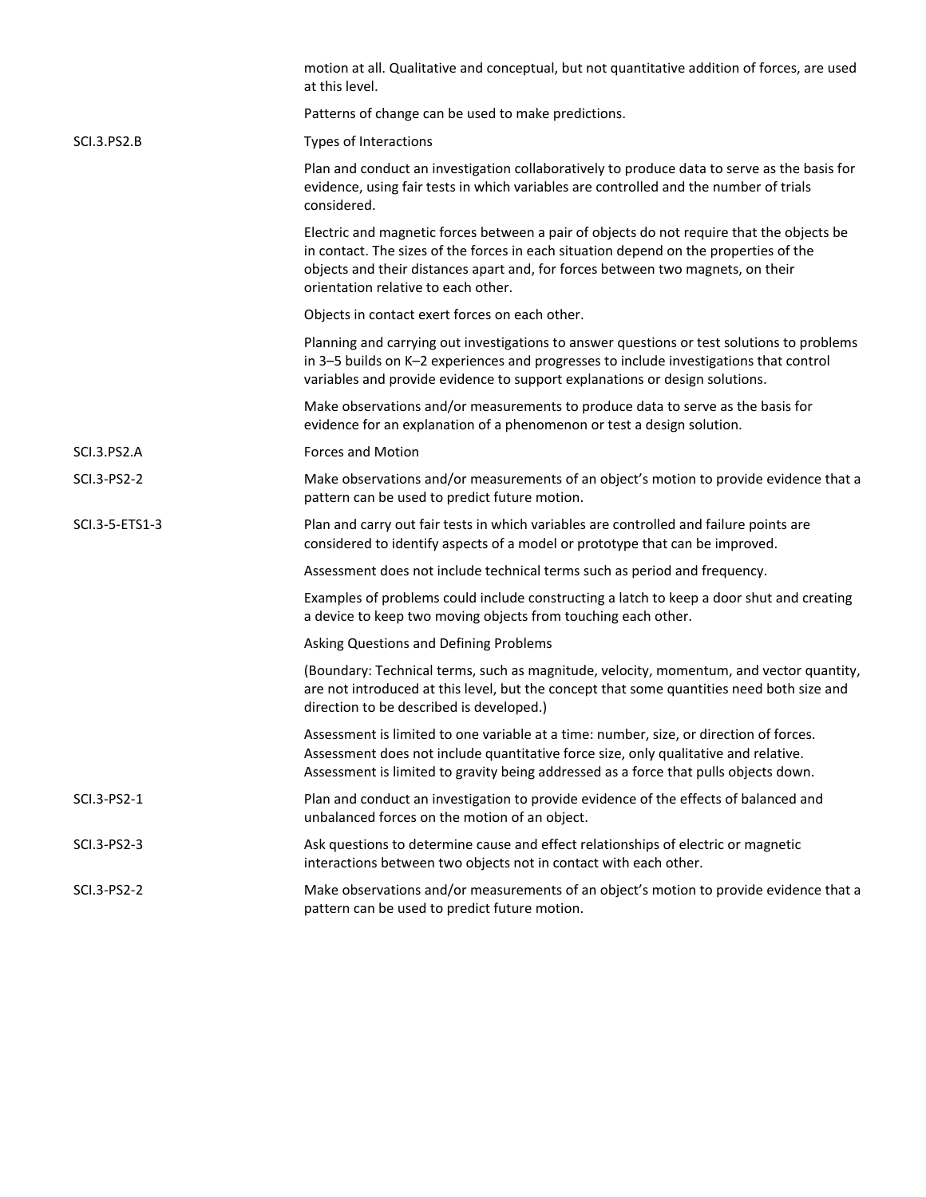| | |
|---|---|
| | motion at all. Qualitative and conceptual, but not quantitative addition of forces, are used at this level. |
| | Patterns of change can be used to make predictions. |
| SCI.3.PS2.B | Types of Interactions |
| | Plan and conduct an investigation collaboratively to produce data to serve as the basis for evidence, using fair tests in which variables are controlled and the number of trials considered. |
| | Electric and magnetic forces between a pair of objects do not require that the objects be in contact. The sizes of the forces in each situation depend on the properties of the objects and their distances apart and, for forces between two magnets, on their orientation relative to each other. |
| | Objects in contact exert forces on each other. |
| | Planning and carrying out investigations to answer questions or test solutions to problems in 3–5 builds on K–2 experiences and progresses to include investigations that control variables and provide evidence to support explanations or design solutions. |
| | Make observations and/or measurements to produce data to serve as the basis for evidence for an explanation of a phenomenon or test a design solution. |
| SCI.3.PS2.A | Forces and Motion |
| SCI.3-PS2-2 | Make observations and/or measurements of an object's motion to provide evidence that a pattern can be used to predict future motion. |
| SCI.3-5-ETS1-3 | Plan and carry out fair tests in which variables are controlled and failure points are considered to identify aspects of a model or prototype that can be improved. |
| | Assessment does not include technical terms such as period and frequency. |
| | Examples of problems could include constructing a latch to keep a door shut and creating a device to keep two moving objects from touching each other. |
| | Asking Questions and Defining Problems |
| | (Boundary: Technical terms, such as magnitude, velocity, momentum, and vector quantity, are not introduced at this level, but the concept that some quantities need both size and direction to be described is developed.) |
| | Assessment is limited to one variable at a time: number, size, or direction of forces. Assessment does not include quantitative force size, only qualitative and relative. Assessment is limited to gravity being addressed as a force that pulls objects down. |
| SCI.3-PS2-1 | Plan and conduct an investigation to provide evidence of the effects of balanced and unbalanced forces on the motion of an object. |
| SCI.3-PS2-3 | Ask questions to determine cause and effect relationships of electric or magnetic interactions between two objects not in contact with each other. |
| SCI.3-PS2-2 | Make observations and/or measurements of an object's motion to provide evidence that a pattern can be used to predict future motion. |